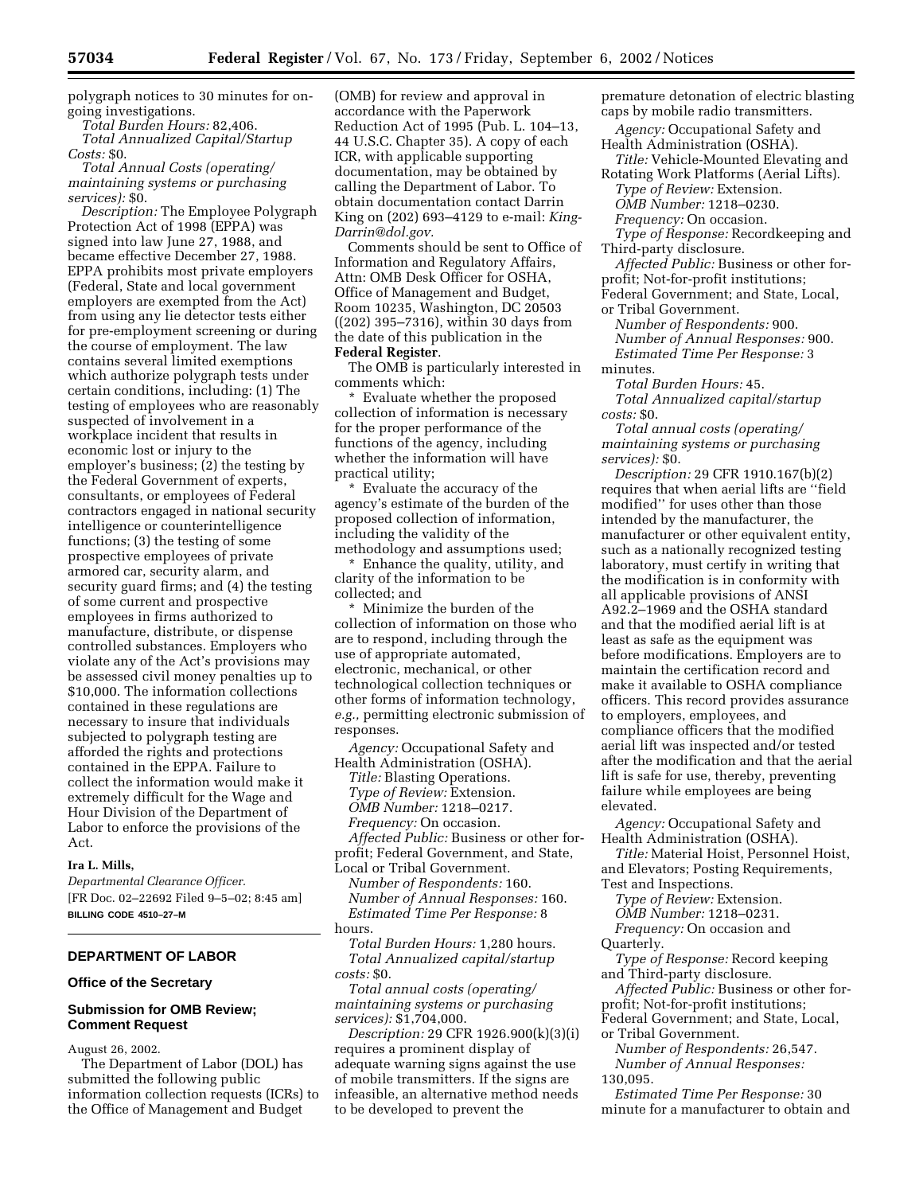polygraph notices to 30 minutes for on-going investigations.

*Total Burden Hours:* 82,406.

*Total Annualized Capital/Startup Costs:* $0.

*Total Annual Costs (operating/maintaining systems or purchasing services):* $0.

*Description:* The Employee Polygraph Protection Act of 1998 (EPPA) was signed into law June 27, 1988, and became effective December 27, 1988. EPPA prohibits most private employers (Federal, State and local government employers are exempted from the Act) from using any lie detector tests either for pre-employment screening or during the course of employment. The law contains several limited exemptions which authorize polygraph tests under certain conditions, including: (1) The testing of employees who are reasonably suspected of involvement in a workplace incident that results in economic lost or injury to the employer's business; (2) the testing by the Federal Government of experts, consultants, or employees of Federal contractors engaged in national security intelligence or counterintelligence functions; (3) the testing of some prospective employees of private armored car, security alarm, and security guard firms; and (4) the testing of some current and prospective employees in firms authorized to manufacture, distribute, or dispense controlled substances. Employers who violate any of the Act's provisions may be assessed civil money penalties up to $10,000. The information collections contained in these regulations are necessary to insure that individuals subjected to polygraph testing are afforded the rights and protections contained in the EPPA. Failure to collect the information would make it extremely difficult for the Wage and Hour Division of the Department of Labor to enforce the provisions of the Act.

**Ira L. Mills,**

*Departmental Clearance Officer.*

[FR Doc. 02–22692 Filed 9–5–02; 8:45 am]

**BILLING CODE 4510–27–M**

## DEPARTMENT OF LABOR

### Office of the Secretary

### Submission for OMB Review; Comment Request

August 26, 2002.

The Department of Labor (DOL) has submitted the following public information collection requests (ICRs) to the Office of Management and Budget (OMB) for review and approval in accordance with the Paperwork Reduction Act of 1995 (Pub. L. 104–13, 44 U.S.C. Chapter 35). A copy of each ICR, with applicable supporting documentation, may be obtained by calling the Department of Labor. To obtain documentation contact Darrin King on (202) 693–4129 to e-mail: *King-Darrin@dol.gov.*

Comments should be sent to Office of Information and Regulatory Affairs, Attn: OMB Desk Officer for OSHA, Office of Management and Budget, Room 10235, Washington, DC 20503 ((202) 395–7316), within 30 days from the date of this publication in the **Federal Register**.

The OMB is particularly interested in comments which:

* Evaluate whether the proposed collection of information is necessary for the proper performance of the functions of the agency, including whether the information will have practical utility;

* Evaluate the accuracy of the agency's estimate of the burden of the proposed collection of information, including the validity of the methodology and assumptions used;

* Enhance the quality, utility, and clarity of the information to be collected; and

* Minimize the burden of the collection of information on those who are to respond, including through the use of appropriate automated, electronic, mechanical, or other technological collection techniques or other forms of information technology, *e.g.,* permitting electronic submission of responses.

*Agency:* Occupational Safety and Health Administration (OSHA).

*Title:* Blasting Operations.

*Type of Review:* Extension.

*OMB Number:* 1218–0217.

*Frequency:* On occasion.

*Affected Public:* Business or other for-profit; Federal Government, and State, Local or Tribal Government.

*Number of Respondents:* 160.

*Number of Annual Responses:* 160.

*Estimated Time Per Response:* 8 hours.

*Total Burden Hours:* 1,280 hours.

*Total Annualized capital/startup costs:* $0.

*Total annual costs (operating/maintaining systems or purchasing services):* $1,704,000.

*Description:* 29 CFR 1926.900(k)(3)(i) requires a prominent display of adequate warning signs against the use of mobile transmitters. If the signs are infeasible, an alternative method needs to be developed to prevent the premature detonation of electric blasting caps by mobile radio transmitters.

*Agency:* Occupational Safety and Health Administration (OSHA).

*Title:* Vehicle-Mounted Elevating and Rotating Work Platforms (Aerial Lifts).

*Type of Review:* Extension.

*OMB Number:* 1218–0230.

*Frequency:* On occasion.

*Type of Response:* Recordkeeping and Third-party disclosure.

*Affected Public:* Business or other for-profit; Not-for-profit institutions; Federal Government; and State, Local, or Tribal Government.

*Number of Respondents:* 900.

*Number of Annual Responses:* 900.

*Estimated Time Per Response:* 3 minutes.

*Total Burden Hours:* 45.

*Total Annualized capital/startup costs:* $0.

*Total annual costs (operating/maintaining systems or purchasing services):* $0.

*Description:* 29 CFR 1910.167(b)(2) requires that when aerial lifts are "field modified" for uses other than those intended by the manufacturer, the manufacturer or other equivalent entity, such as a nationally recognized testing laboratory, must certify in writing that the modification is in conformity with all applicable provisions of ANSI A92.2–1969 and the OSHA standard and that the modified aerial lift is at least as safe as the equipment was before modifications. Employers are to maintain the certification record and make it available to OSHA compliance officers. This record provides assurance to employers, employees, and compliance officers that the modified aerial lift was inspected and/or tested after the modification and that the aerial lift is safe for use, thereby, preventing failure while employees are being elevated.

*Agency:* Occupational Safety and Health Administration (OSHA).

*Title:* Material Hoist, Personnel Hoist, and Elevators; Posting Requirements, Test and Inspections.

*Type of Review:* Extension.

*OMB Number:* 1218–0231.

*Frequency:* On occasion and Quarterly.

*Type of Response:* Record keeping and Third-party disclosure.

*Affected Public:* Business or other for-profit; Not-for-profit institutions; Federal Government; and State, Local, or Tribal Government.

*Number of Respondents:* 26,547.

*Number of Annual Responses:* 130,095.

*Estimated Time Per Response:* 30 minute for a manufacturer to obtain and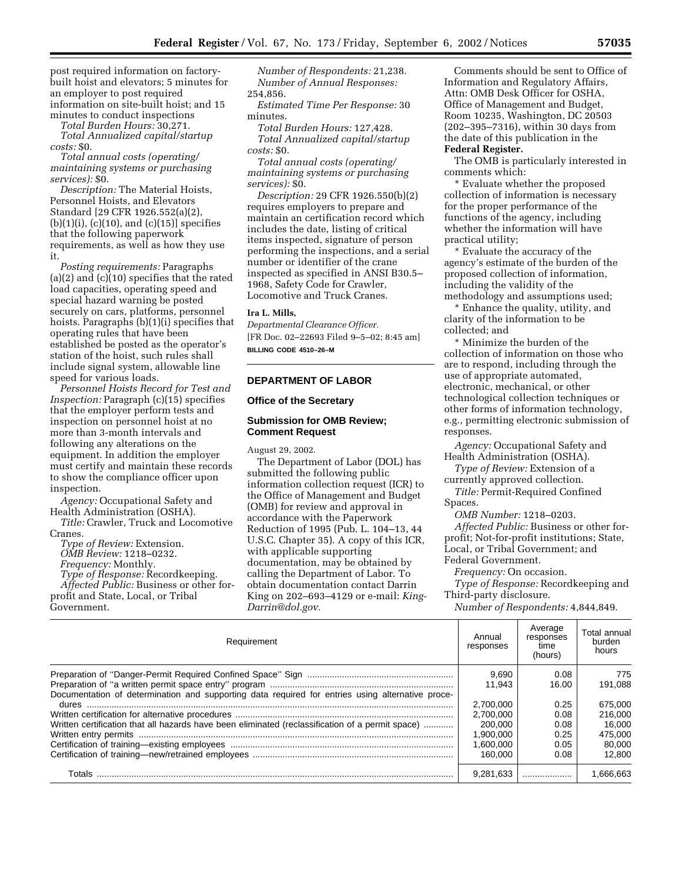post required information on factory-built hoist and elevators; 5 minutes for an employer to post required information on site-built hoist; and 15 minutes to conduct inspections

*Total Burden Hours:* 30,271.

*Total Annualized capital/startup costs:* $0.

*Total annual costs (operating/maintaining systems or purchasing services):* $0.

*Description:* The Material Hoists, Personnel Hoists, and Elevators Standard [29 CFR 1926.552(a)(2), (b)(1)(i), (c)(10), and (c)(15)] specifies that the following paperwork requirements, as well as how they use it.

*Posting requirements:* Paragraphs (a)(2) and (c)(10) specifies that the rated load capacities, operating speed and special hazard warning be posted securely on cars, platforms, personnel hoists. Paragraphs (b)(1)(i) specifies that operating rules that have been established be posted as the operator's station of the hoist, such rules shall include signal system, allowable line speed for various loads.

*Personnel Hoists Record for Test and Inspection:* Paragraph (c)(15) specifies that the employer perform tests and inspection on personnel hoist at no more than 3-month intervals and following any alterations on the equipment. In addition the employer must certify and maintain these records to show the compliance officer upon inspection.

*Agency:* Occupational Safety and Health Administration (OSHA).

*Title:* Crawler, Truck and Locomotive Cranes.

*Type of Review:* Extension.

*OMB Review:* 1218–0232.

*Frequency:* Monthly.

*Type of Response:* Recordkeeping.

*Affected Public:* Business or other for-profit and State, Local, or Tribal Government.

*Number of Respondents:* 21,238.

*Number of Annual Responses:* 254,856.

*Estimated Time Per Response:* 30 minutes.

*Total Burden Hours:* 127,428.

*Total Annualized capital/startup costs:* $0.

*Total annual costs (operating/maintaining systems or purchasing services):* $0.

*Description:* 29 CFR 1926.550(b)(2) requires employers to prepare and maintain an certification record which includes the date, listing of critical items inspected, signature of person performing the inspections, and a serial number or identifier of the crane inspected as specified in ANSI B30.5–1968, Safety Code for Crawler, Locomotive and Truck Cranes.

**Ira L. Mills,**

*Departmental Clearance Officer.*

[FR Doc. 02–22693 Filed 9–5–02; 8:45 am]

**BILLING CODE 4510–26–M**

## DEPARTMENT OF LABOR

### Office of the Secretary

### Submission for OMB Review; Comment Request

August 29, 2002.

The Department of Labor (DOL) has submitted the following public information collection request (ICR) to the Office of Management and Budget (OMB) for review and approval in accordance with the Paperwork Reduction of 1995 (Pub. L. 104–13, 44 U.S.C. Chapter 35). A copy of this ICR, with applicable supporting documentation, may be obtained by calling the Department of Labor. To obtain documentation contact Darrin King on 202–693–4129 or e-mail: *King-Darrin@dol.gov.*

Comments should be sent to Office of Information and Regulatory Affairs, Attn: OMB Desk Officer for OSHA, Office of Management and Budget, Room 10235, Washington, DC 20503 (202–395–7316), within 30 days from the date of this publication in the **Federal Register.**

The OMB is particularly interested in comments which:

* Evaluate whether the proposed collection of information is necessary for the proper performance of the functions of the agency, including whether the information will have practical utility;

* Evaluate the accuracy of the agency's estimate of the burden of the proposed collection of information, including the validity of the methodology and assumptions used;

* Enhance the quality, utility, and clarity of the information to be collected; and

* Minimize the burden of the collection of information on those who are to respond, including through the use of appropriate automated, electronic, mechanical, or other technological collection techniques or other forms of information technology, e.g., permitting electronic submission of responses.

*Agency:* Occupational Safety and Health Administration (OSHA).

*Type of Review:* Extension of a currently approved collection.

*Title:* Permit-Required Confined Spaces.

*OMB Number:* 1218–0203.

*Affected Public:* Business or other for-profit; Not-for-profit institutions; State, Local, or Tribal Government; and Federal Government.

*Frequency:* On occasion.

*Type of Response:* Recordkeeping and Third-party disclosure.

*Number of Respondents:* 4,844,849.

| Requirement | Annual responses | Average responses time (hours) | Total annual burden hours |
|---|---|---|---|
| Preparation of "Danger-Permit Required Confined Space" Sign | 9,690 | 0.08 | 775 |
| Preparation of "a written permit space entry" program | 11,943 | 16.00 | 191,088 |
| Documentation of determination and supporting data required for entries using alternative procedures | 2,700,000 | 0.25 | 675,000 |
| Written certification for alternative procedures | 2,700,000 | 0.08 | 216,000 |
| Written certification that all hazards have been eliminated (reclassification of a permit space) | 200,000 | 0.08 | 16,000 |
| Written entry permits | 1,900,000 | 0.25 | 475,000 |
| Certification of training—existing employees | 1,600,000 | 0.05 | 80,000 |
| Certification of training—new/retrained employees | 160,000 | 0.08 | 12,800 |
| Totals | 9,281,633 | .................... | 1,666,663 |